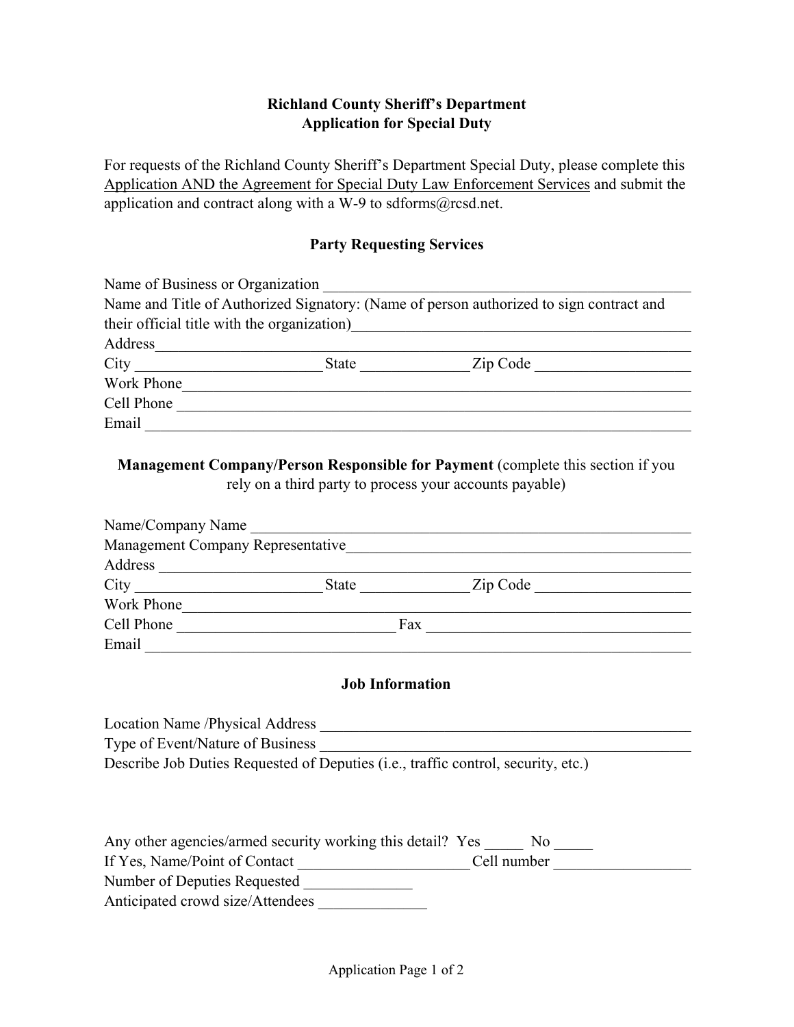# Richland County Sheriff's Department
## Application for Special Duty

For requests of the Richland County Sheriff's Department Special Duty, please complete this Application AND the Agreement for Special Duty Law Enforcement Services and submit the application and contract along with a W-9 to sdforms@rcsd.net.

### Party Requesting Services

Name of Business or Organization ______________________________________________

Name and Title of Authorized Signatory: (Name of person authorized to sign contract and their official title with the organization)________________________________________

Address_________________________________________________________________

City ________________________ State ______________ Zip Code ____________________

Work Phone______________________________________________________________

Cell Phone _______________________________________________________________

Email ___________________________________________________________________

### Management Company/Person Responsible for Payment (complete this section if you rely on a third party to process your accounts payable)

Name/Company Name ______________________________________________________

Management Company Representative_________________________________________

Address _________________________________________________________________

City ________________________ State ______________ Zip Code ____________________

Work Phone______________________________________________________________

Cell Phone ____________________________ Fax ___________________________________

Email ___________________________________________________________________

### Job Information

Location Name /Physical Address ______________________________________________

Type of Event/Nature of Business ______________________________________________

Describe Job Duties Requested of Deputies (i.e., traffic control, security, etc.)

Any other agencies/armed security working this detail? Yes _____ No _____

If Yes, Name/Point of Contact ______________________ Cell number _________________

Number of Deputies Requested ______________

Anticipated crowd size/Attendees ______________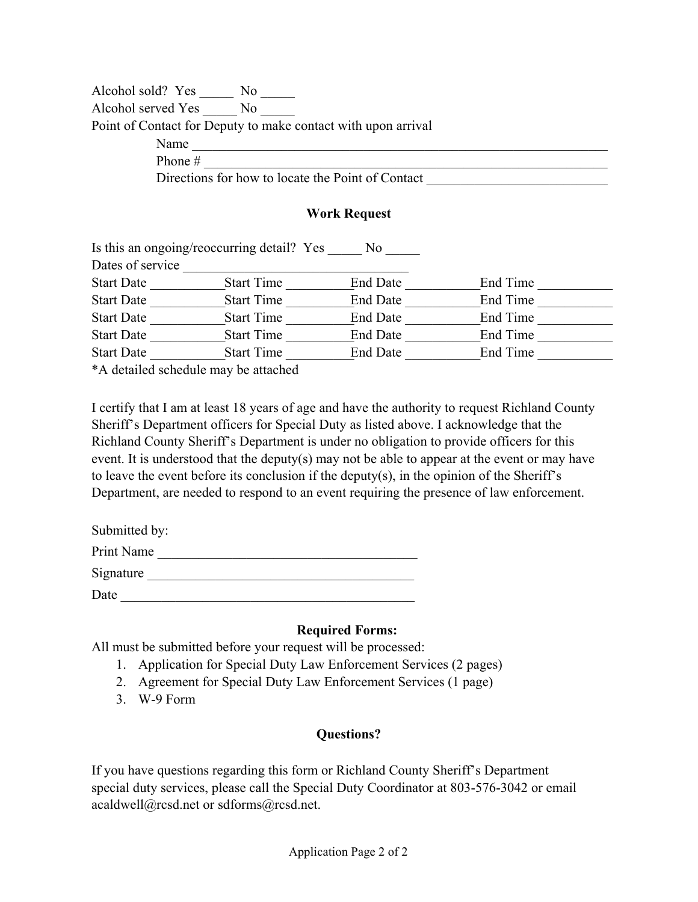Alcohol sold? Yes _____ No _____

Alcohol served Yes _____ No _____

Point of Contact for Deputy to make contact with upon arrival

Name _______________________________________________________________

Phone # _____________________________________________________________

Directions for how to locate the Point of Contact ___________________________

## Work Request

Is this an ongoing/reoccurring detail? Yes _____ No _____

Dates of service __________________________________

Start Date ___________Start Time __________End Date ___________End Time ___________

Start Date ___________Start Time __________End Date ___________End Time ___________

Start Date ___________Start Time __________End Date ___________End Time ___________

Start Date ___________Start Time __________End Date ___________End Time ___________

Start Date ___________Start Time __________End Date ___________End Time ___________

*A detailed schedule may be attached

I certify that I am at least 18 years of age and have the authority to request Richland County Sheriff's Department officers for Special Duty as listed above. I acknowledge that the Richland County Sheriff's Department is under no obligation to provide officers for this event. It is understood that the deputy(s) may not be able to appear at the event or may have to leave the event before its conclusion if the deputy(s), in the opinion of the Sheriff's Department, are needed to respond to an event requiring the presence of law enforcement.

Submitted by:

Print Name ______________________________________

Signature _______________________________________

Date ____________________________________________

## Required Forms:

All must be submitted before your request will be processed:

1. Application for Special Duty Law Enforcement Services (2 pages)
2. Agreement for Special Duty Law Enforcement Services (1 page)
3. W-9 Form

## Questions?

If you have questions regarding this form or Richland County Sheriff's Department special duty services, please call the Special Duty Coordinator at 803-576-3042 or email acaldwell@rcsd.net or sdforms@rcsd.net.

Application Page 2 of 2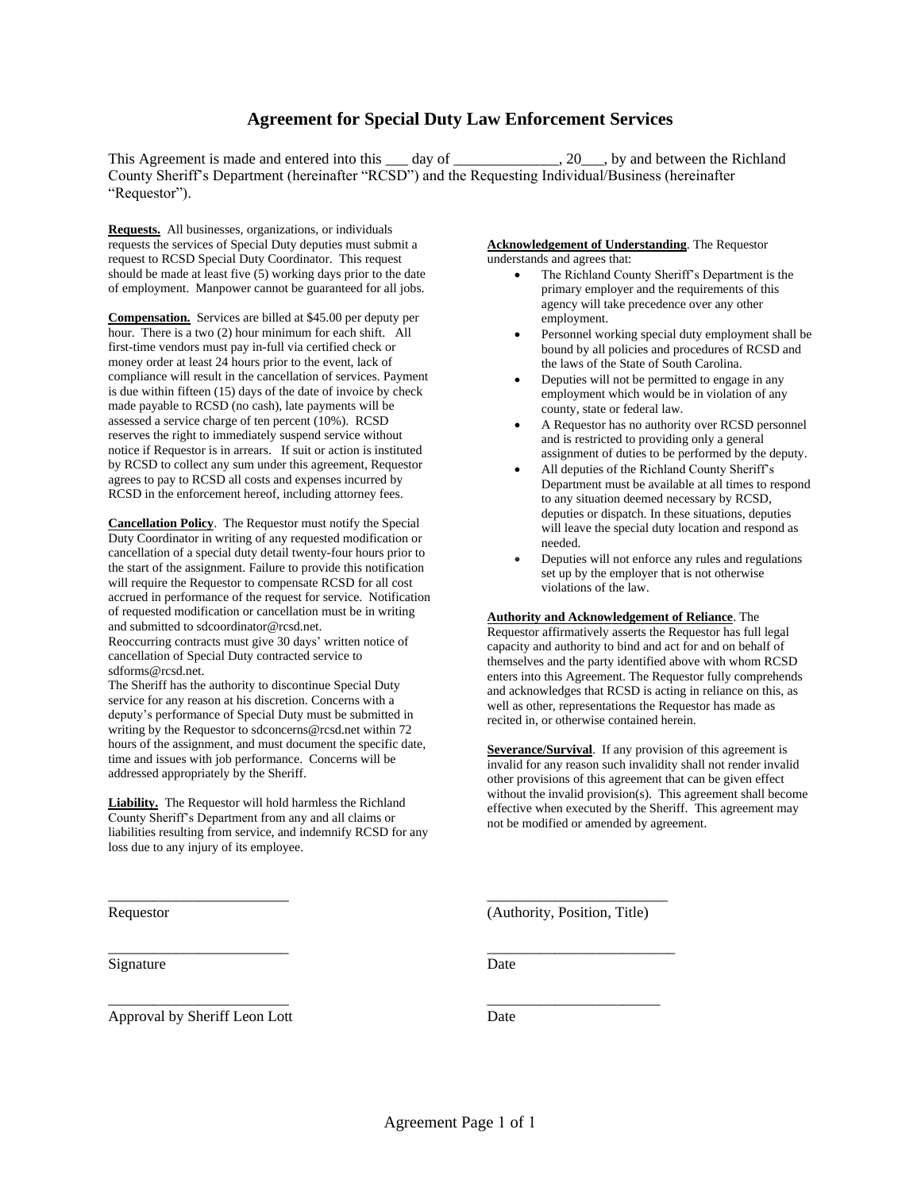# Agreement for Special Duty Law Enforcement Services

This Agreement is made and entered into this ___ day of _____________, 20___, by and between the Richland County Sheriff's Department (hereinafter "RCSD") and the Requesting Individual/Business (hereinafter "Requestor").

**Requests.** All businesses, organizations, or individuals requests the services of Special Duty deputies must submit a request to RCSD Special Duty Coordinator. This request should be made at least five (5) working days prior to the date of employment. Manpower cannot be guaranteed for all jobs.

**Compensation.** Services are billed at $45.00 per deputy per hour. There is a two (2) hour minimum for each shift. All first-time vendors must pay in-full via certified check or money order at least 24 hours prior to the event, lack of compliance will result in the cancellation of services. Payment is due within fifteen (15) days of the date of invoice by check made payable to RCSD (no cash), late payments will be assessed a service charge of ten percent (10%). RCSD reserves the right to immediately suspend service without notice if Requestor is in arrears. If suit or action is instituted by RCSD to collect any sum under this agreement, Requestor agrees to pay to RCSD all costs and expenses incurred by RCSD in the enforcement hereof, including attorney fees.

**Cancellation Policy**. The Requestor must notify the Special Duty Coordinator in writing of any requested modification or cancellation of a special duty detail twenty-four hours prior to the start of the assignment. Failure to provide this notification will require the Requestor to compensate RCSD for all cost accrued in performance of the request for service. Notification of requested modification or cancellation must be in writing and submitted to sdcoordinator@rcsd.net.
Reoccurring contracts must give 30 days' written notice of cancellation of Special Duty contracted service to sdforms@rcsd.net.
The Sheriff has the authority to discontinue Special Duty service for any reason at his discretion. Concerns with a deputy's performance of Special Duty must be submitted in writing by the Requestor to sdconcerns@rcsd.net within 72 hours of the assignment, and must document the specific date, time and issues with job performance. Concerns will be addressed appropriately by the Sheriff.

**Liability.** The Requestor will hold harmless the Richland County Sheriff's Department from any and all claims or liabilities resulting from service, and indemnify RCSD for any loss due to any injury of its employee.

**Acknowledgement of Understanding**. The Requestor understands and agrees that:

- The Richland County Sheriff's Department is the primary employer and the requirements of this agency will take precedence over any other employment.
- Personnel working special duty employment shall be bound by all policies and procedures of RCSD and the laws of the State of South Carolina.
- Deputies will not be permitted to engage in any employment which would be in violation of any county, state or federal law.
- A Requestor has no authority over RCSD personnel and is restricted to providing only a general assignment of duties to be performed by the deputy.
- All deputies of the Richland County Sheriff's Department must be available at all times to respond to any situation deemed necessary by RCSD, deputies or dispatch. In these situations, deputies will leave the special duty location and respond as needed.
- Deputies will not enforce any rules and regulations set up by the employer that is not otherwise violations of the law.

**Authority and Acknowledgement of Reliance**. The Requestor affirmatively asserts the Requestor has full legal capacity and authority to bind and act for and on behalf of themselves and the party identified above with whom RCSD enters into this Agreement. The Requestor fully comprehends and acknowledges that RCSD is acting in reliance on this, as well as other, representations the Requestor has made as recited in, or otherwise contained herein.

**Severance/Survival**. If any provision of this agreement is invalid for any reason such invalidity shall not render invalid other provisions of this agreement that can be given effect without the invalid provision(s). This agreement shall become effective when executed by the Sheriff. This agreement may not be modified or amended by agreement.

________________________
Requestor

________________________
(Authority, Position, Title)

________________________
Signature

________________________
Date

________________________
Approval by Sheriff Leon Lott

________________________
Date